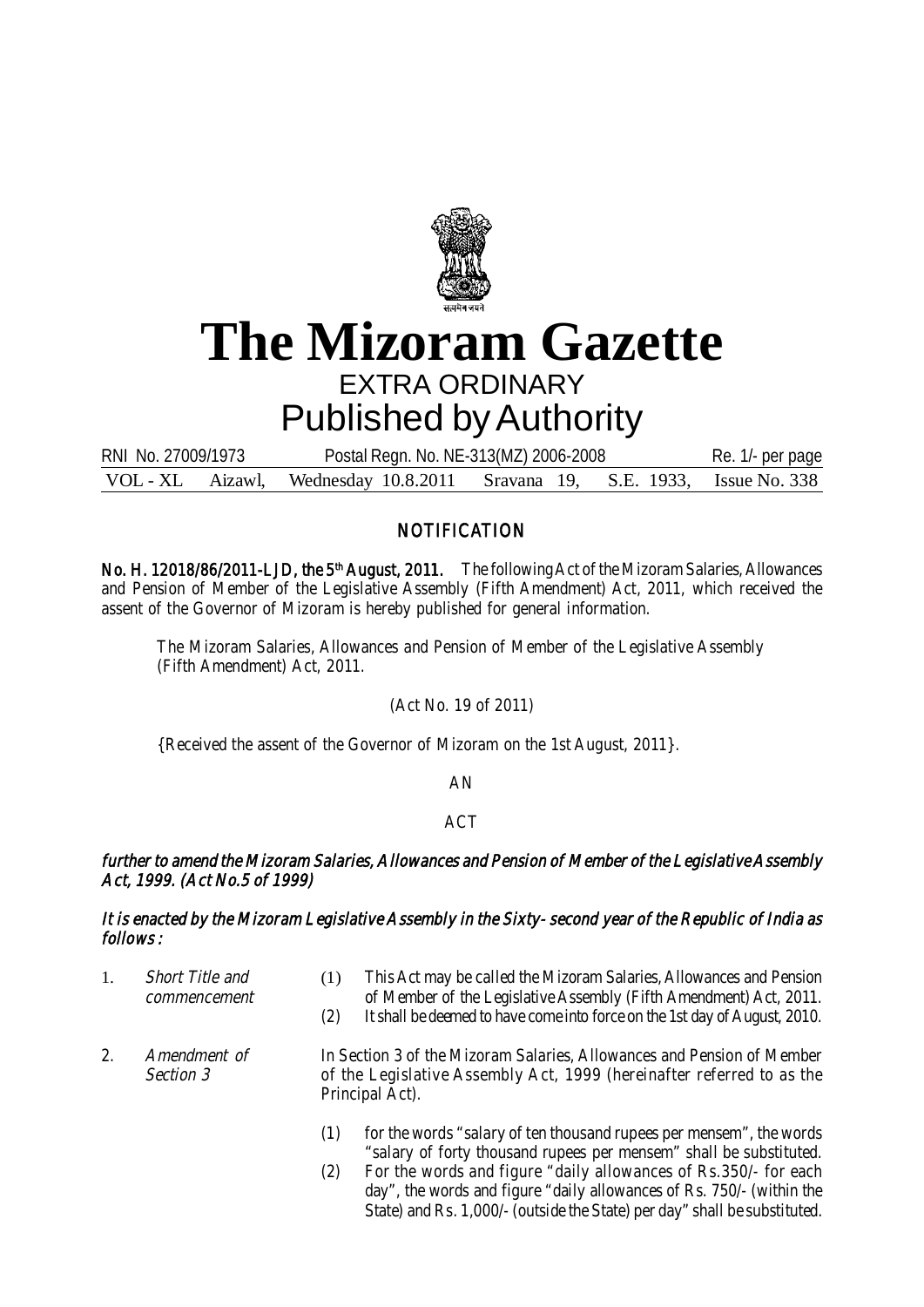# The Mizoram Gazette

EXTRA ORDINARY

Published by Authority

RNI No. 27009/1973 Postal Regn. No. NE-313(MZ) 2006-2008 Re. 1/- per page

VOL - XL Aizawl, Wednesday 10.8.2011 Sravana 19, S.E. 1933, Issue No. 338

## NOTIFICATION

**No. H. 12018/86/2011-LJD, the 5th August, 2011.** The following Act of the Mizoram Salaries, Allowances and Pension of Member of the Legislative Assembly (Fifth Amendment) Act, 2011, which received the assent of the Governor of Mizoram is hereby published for general information.

The Mizoram Salaries, Allowances and Pension of Member of the Legislative Assembly (Fifth Amendment) Act, 2011.

(Act No. 19 of 2011)

{Received the assent of the Governor of Mizoram on the 1st August, 2011}.

AN

ACT

***further to amend the Mizoram Salaries, Allowances and Pension of Member of the Legislative Assembly Act, 1999. (Act No.5 of 1999)***

***It is enacted by the Mizoram Legislative Assembly in the Sixty- second year of the Republic of India as follows :***

1. *Short Title and commencement*
   - (1) This Act may be called the Mizoram Salaries, Allowances and Pension of Member of the Legislative Assembly (Fifth Amendment) Act, 2011.
   - (2) It shall be deemed to have come into force on the 1st day of August, 2010.

2. *Amendment of Section 3*

   In Section 3 of the Mizoram Salaries, Allowances and Pension of Member of the Legislative Assembly Act, 1999 (hereinafter referred to as the Principal Act).

   - (1) for the words "salary of ten thousand rupees per mensem", the words "salary of forty thousand rupees per mensem" shall be substituted.
   - (2) For the words and figure "daily allowances of Rs.350/- for each day", the words and figure "daily allowances of Rs. 750/- (within the State) and Rs. 1,000/- (outside the State) per day" shall be substituted.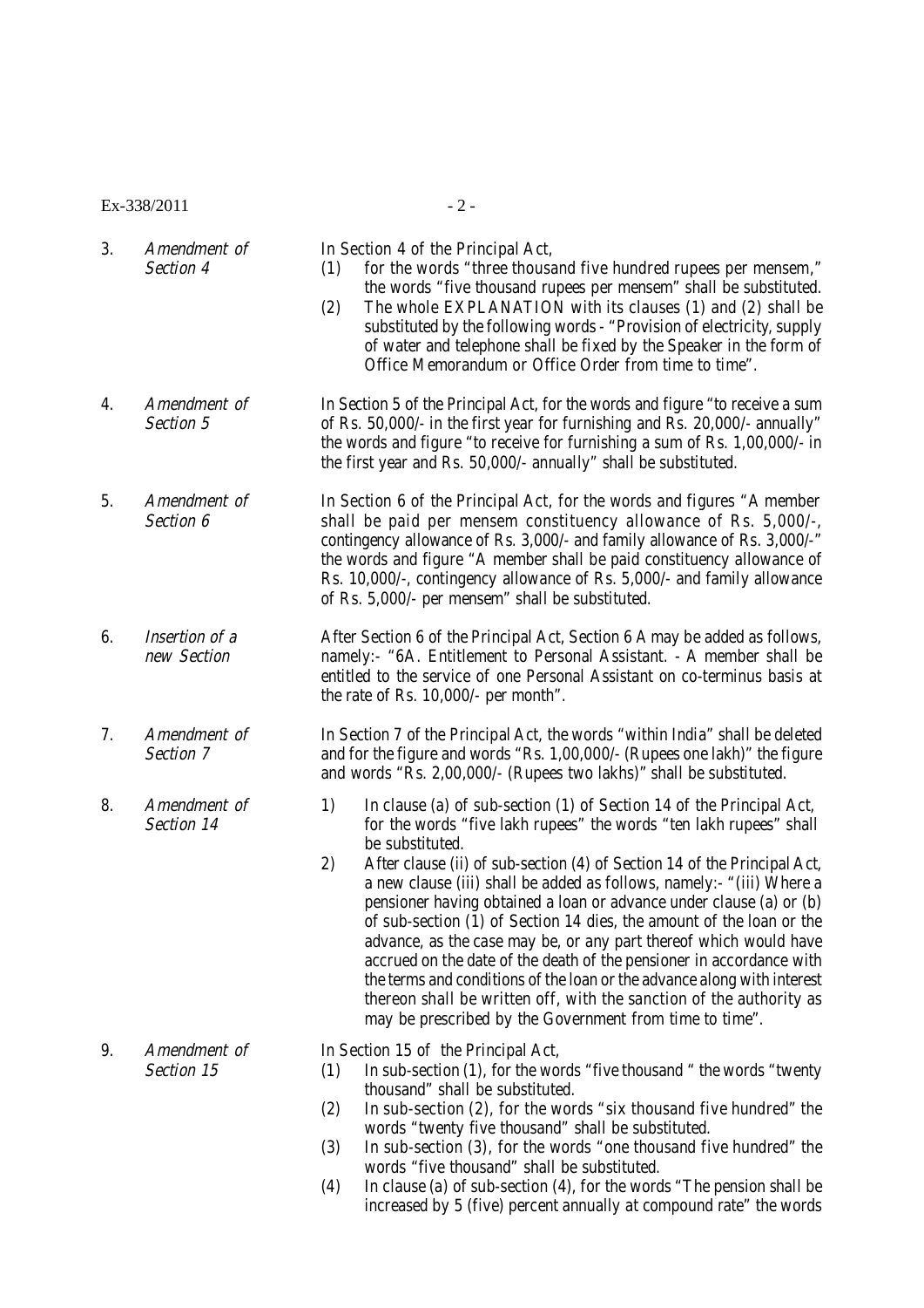3\. *Amendment of Section 4*

In Section 4 of the Principal Act,

(1) for the words "three thousand five hundred rupees per mensem," the words "five thousand rupees per mensem" shall be substituted.

(2) The whole EXPLANATION with its clauses (1) and (2) shall be substituted by the following words - "Provision of electricity, supply of water and telephone shall be fixed by the Speaker in the form of Office Memorandum or Office Order from time to time".

4\. *Amendment of Section 5*

In Section 5 of the Principal Act, for the words and figure "to receive a sum of Rs. 50,000/- in the first year for furnishing and Rs. 20,000/- annually" the words and figure "to receive for furnishing a sum of Rs. 1,00,000/- in the first year and Rs. 50,000/- annually" shall be substituted.

5\. *Amendment of Section 6*

In Section 6 of the Principal Act, for the words and figures "A member shall be paid per mensem constituency allowance of Rs. 5,000/-, contingency allowance of Rs. 3,000/- and family allowance of Rs. 3,000/-" the words and figure "A member shall be paid constituency allowance of Rs. 10,000/-, contingency allowance of Rs. 5,000/- and family allowance of Rs. 5,000/- per mensem" shall be substituted.

6\. *Insertion of a new Section*

After Section 6 of the Principal Act, Section 6 A may be added as follows, namely:- "6A. Entitlement to Personal Assistant. - A member shall be entitled to the service of one Personal Assistant on co-terminus basis at the rate of Rs. 10,000/- per month".

7\. *Amendment of Section 7*

In Section 7 of the Principal Act, the words "within India" shall be deleted and for the figure and words "Rs. 1,00,000/- (Rupees one lakh)" the figure and words "Rs. 2,00,000/- (Rupees two lakhs)" shall be substituted.

8\. *Amendment of Section 14*

1) In clause (a) of sub-section (1) of Section 14 of the Principal Act, for the words "five lakh rupees" the words "ten lakh rupees" shall be substituted.

2) After clause (ii) of sub-section (4) of Section 14 of the Principal Act, a new clause (iii) shall be added as follows, namely:- "(iii) Where a pensioner having obtained a loan or advance under clause (a) or (b) of sub-section (1) of Section 14 dies, the amount of the loan or the advance, as the case may be, or any part thereof which would have accrued on the date of the death of the pensioner in accordance with the terms and conditions of the loan or the advance along with interest thereon shall be written off, with the sanction of the authority as may be prescribed by the Government from time to time".

9\. *Amendment of Section 15*

In Section 15 of the Principal Act,

(1) In sub-section (1), for the words "five thousand " the words "twenty thousand" shall be substituted.

(2) In sub-section (2), for the words "six thousand five hundred" the words "twenty five thousand" shall be substituted.

(3) In sub-section (3), for the words "one thousand five hundred" the words "five thousand" shall be substituted.

(4) In clause (a) of sub-section (4), for the words "The pension shall be increased by 5 (five) percent annually at compound rate" the words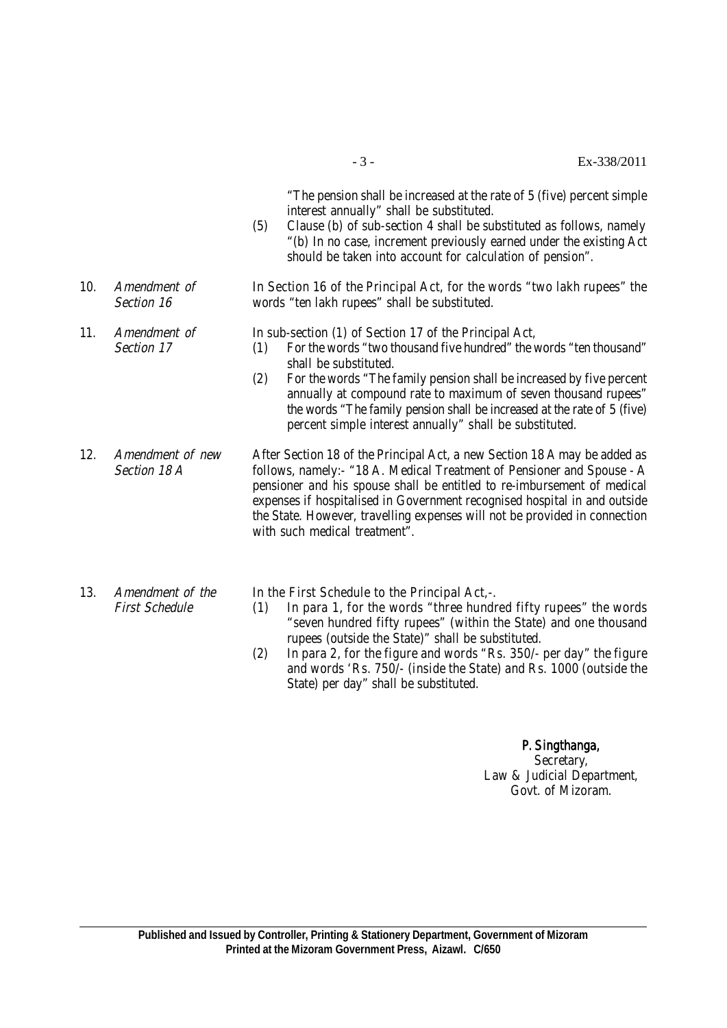"The pension shall be increased at the rate of 5 (five) percent simple interest annually" shall be substituted.

(5) Clause (b) of sub-section 4 shall be substituted as follows, namely "(b) In no case, increment previously earned under the existing Act should be taken into account for calculation of pension".

10. *Amendment of Section 16* — In Section 16 of the Principal Act, for the words "two lakh rupees" the words "ten lakh rupees" shall be substituted.

11. *Amendment of Section 17* — In sub-section (1) of Section 17 of the Principal Act,

(1) For the words "two thousand five hundred" the words "ten thousand" shall be substituted.

(2) For the words "The family pension shall be increased by five percent annually at compound rate to maximum of seven thousand rupees" the words "The family pension shall be increased at the rate of 5 (five) percent simple interest annually" shall be substituted.

12. *Amendment of new Section 18 A* — After Section 18 of the Principal Act, a new Section 18 A may be added as follows, namely:- "18 A. Medical Treatment of Pensioner and Spouse - A pensioner and his spouse shall be entitled to re-imbursement of medical expenses if hospitalised in Government recognised hospital in and outside the State. However, travelling expenses will not be provided in connection with such medical treatment".

13. *Amendment of the First Schedule* — In the First Schedule to the Principal Act,-.

(1) In para 1, for the words "three hundred fifty rupees" the words "seven hundred fifty rupees" (within the State) and one thousand rupees (outside the State)" shall be substituted.

(2) In para 2, for the figure and words "Rs. 350/- per day" the figure and words 'Rs. 750/- (inside the State) and Rs. 1000 (outside the State) per day" shall be substituted.

**P. Singthanga,**
Secretary,
Law & Judicial Department,
Govt. of Mizoram.

**Published and Issued by Controller, Printing & Stationery Department, Government of Mizoram**
**Printed at the Mizoram Government Press, Aizawl. C/650**